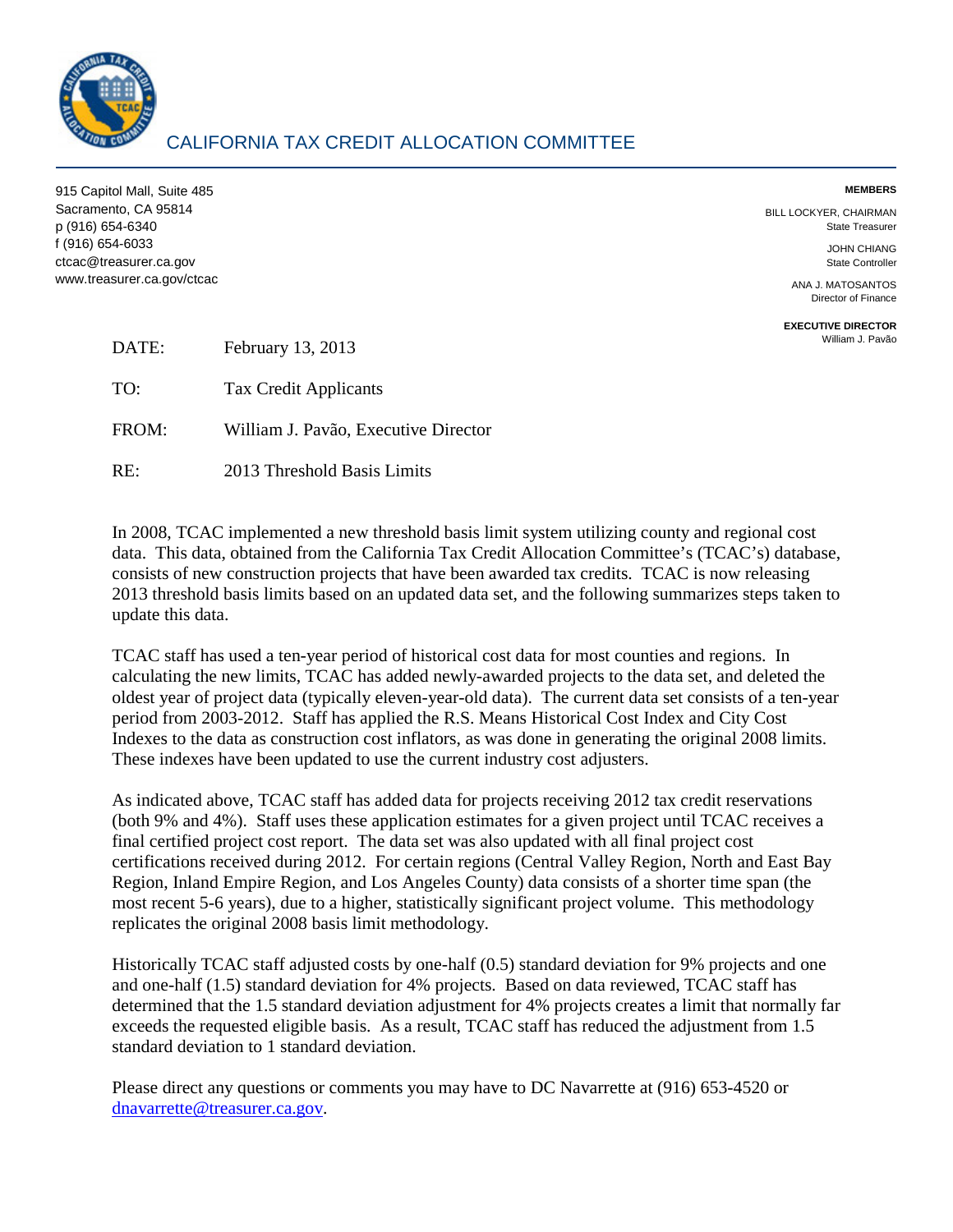# CALIFORNIA TAX CREDIT ALLOCATION COMMITTEE

915 Capitol Mall, Suite 485
Sacramento, CA 95814
p (916) 654-6340
f (916) 654-6033
ctcac@treasurer.ca.gov
www.treasurer.ca.gov/ctcac

**MEMBERS**

BILL LOCKYER, CHAIRMAN
State Treasurer

JOHN CHIANG
State Controller

ANA J. MATOSANTOS
Director of Finance

**EXECUTIVE DIRECTOR**
William J. Pavão

DATE: February 13, 2013

TO: Tax Credit Applicants

FROM: William J. Pavão, Executive Director

RE: 2013 Threshold Basis Limits

In 2008, TCAC implemented a new threshold basis limit system utilizing county and regional cost data. This data, obtained from the California Tax Credit Allocation Committee's (TCAC's) database, consists of new construction projects that have been awarded tax credits. TCAC is now releasing 2013 threshold basis limits based on an updated data set, and the following summarizes steps taken to update this data.

TCAC staff has used a ten-year period of historical cost data for most counties and regions. In calculating the new limits, TCAC has added newly-awarded projects to the data set, and deleted the oldest year of project data (typically eleven-year-old data). The current data set consists of a ten-year period from 2003-2012. Staff has applied the R.S. Means Historical Cost Index and City Cost Indexes to the data as construction cost inflators, as was done in generating the original 2008 limits. These indexes have been updated to use the current industry cost adjusters.

As indicated above, TCAC staff has added data for projects receiving 2012 tax credit reservations (both 9% and 4%). Staff uses these application estimates for a given project until TCAC receives a final certified project cost report. The data set was also updated with all final project cost certifications received during 2012. For certain regions (Central Valley Region, North and East Bay Region, Inland Empire Region, and Los Angeles County) data consists of a shorter time span (the most recent 5-6 years), due to a higher, statistically significant project volume. This methodology replicates the original 2008 basis limit methodology.

Historically TCAC staff adjusted costs by one-half (0.5) standard deviation for 9% projects and one and one-half (1.5) standard deviation for 4% projects. Based on data reviewed, TCAC staff has determined that the 1.5 standard deviation adjustment for 4% projects creates a limit that normally far exceeds the requested eligible basis. As a result, TCAC staff has reduced the adjustment from 1.5 standard deviation to 1 standard deviation.

Please direct any questions or comments you may have to DC Navarrette at (916) 653-4520 or dnavarrette@treasurer.ca.gov.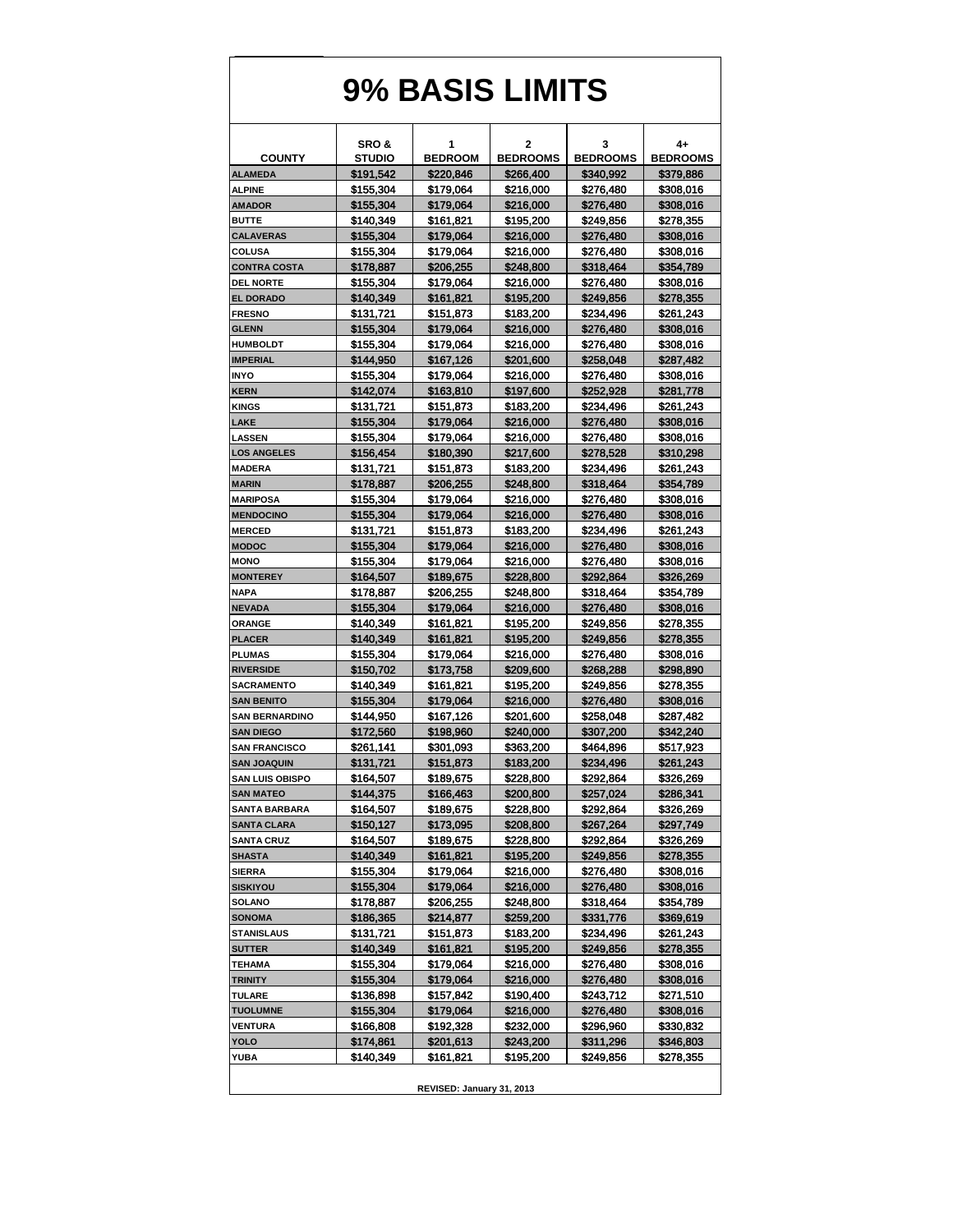# 9% BASIS LIMITS

| COUNTY | SRO & STUDIO | 1 BEDROOM | 2 BEDROOMS | 3 BEDROOMS | 4+ BEDROOMS |
|---|---|---|---|---|---|
| ALAMEDA | $191,542 | $220,846 | $266,400 | $340,992 | $379,886 |
| ALPINE | $155,304 | $179,064 | $216,000 | $276,480 | $308,016 |
| AMADOR | $155,304 | $179,064 | $216,000 | $276,480 | $308,016 |
| BUTTE | $140,349 | $161,821 | $195,200 | $249,856 | $278,355 |
| CALAVERAS | $155,304 | $179,064 | $216,000 | $276,480 | $308,016 |
| COLUSA | $155,304 | $179,064 | $216,000 | $276,480 | $308,016 |
| CONTRA COSTA | $178,887 | $206,255 | $248,800 | $318,464 | $354,789 |
| DEL NORTE | $155,304 | $179,064 | $216,000 | $276,480 | $308,016 |
| EL DORADO | $140,349 | $161,821 | $195,200 | $249,856 | $278,355 |
| FRESNO | $131,721 | $151,873 | $183,200 | $234,496 | $261,243 |
| GLENN | $155,304 | $179,064 | $216,000 | $276,480 | $308,016 |
| HUMBOLDT | $155,304 | $179,064 | $216,000 | $276,480 | $308,016 |
| IMPERIAL | $144,950 | $167,126 | $201,600 | $258,048 | $287,482 |
| INYO | $155,304 | $179,064 | $216,000 | $276,480 | $308,016 |
| KERN | $142,074 | $163,810 | $197,600 | $252,928 | $281,778 |
| KINGS | $131,721 | $151,873 | $183,200 | $234,496 | $261,243 |
| LAKE | $155,304 | $179,064 | $216,000 | $276,480 | $308,016 |
| LASSEN | $155,304 | $179,064 | $216,000 | $276,480 | $308,016 |
| LOS ANGELES | $156,454 | $180,390 | $217,600 | $278,528 | $310,298 |
| MADERA | $131,721 | $151,873 | $183,200 | $234,496 | $261,243 |
| MARIN | $178,887 | $206,255 | $248,800 | $318,464 | $354,789 |
| MARIPOSA | $155,304 | $179,064 | $216,000 | $276,480 | $308,016 |
| MENDOCINO | $155,304 | $179,064 | $216,000 | $276,480 | $308,016 |
| MERCED | $131,721 | $151,873 | $183,200 | $234,496 | $261,243 |
| MODOC | $155,304 | $179,064 | $216,000 | $276,480 | $308,016 |
| MONO | $155,304 | $179,064 | $216,000 | $276,480 | $308,016 |
| MONTEREY | $164,507 | $189,675 | $228,800 | $292,864 | $326,269 |
| NAPA | $178,887 | $206,255 | $248,800 | $318,464 | $354,789 |
| NEVADA | $155,304 | $179,064 | $216,000 | $276,480 | $308,016 |
| ORANGE | $140,349 | $161,821 | $195,200 | $249,856 | $278,355 |
| PLACER | $140,349 | $161,821 | $195,200 | $249,856 | $278,355 |
| PLUMAS | $155,304 | $179,064 | $216,000 | $276,480 | $308,016 |
| RIVERSIDE | $150,702 | $173,758 | $209,600 | $268,288 | $298,890 |
| SACRAMENTO | $140,349 | $161,821 | $195,200 | $249,856 | $278,355 |
| SAN BENITO | $155,304 | $179,064 | $216,000 | $276,480 | $308,016 |
| SAN BERNARDINO | $144,950 | $167,126 | $201,600 | $258,048 | $287,482 |
| SAN DIEGO | $172,560 | $198,960 | $240,000 | $307,200 | $342,240 |
| SAN FRANCISCO | $261,141 | $301,093 | $363,200 | $464,896 | $517,923 |
| SAN JOAQUIN | $131,721 | $151,873 | $183,200 | $234,496 | $261,243 |
| SAN LUIS OBISPO | $164,507 | $189,675 | $228,800 | $292,864 | $326,269 |
| SAN MATEO | $144,375 | $166,463 | $200,800 | $257,024 | $286,341 |
| SANTA BARBARA | $164,507 | $189,675 | $228,800 | $292,864 | $326,269 |
| SANTA CLARA | $150,127 | $173,095 | $208,800 | $267,264 | $297,749 |
| SANTA CRUZ | $164,507 | $189,675 | $228,800 | $292,864 | $326,269 |
| SHASTA | $140,349 | $161,821 | $195,200 | $249,856 | $278,355 |
| SIERRA | $155,304 | $179,064 | $216,000 | $276,480 | $308,016 |
| SISKIYOU | $155,304 | $179,064 | $216,000 | $276,480 | $308,016 |
| SOLANO | $178,887 | $206,255 | $248,800 | $318,464 | $354,789 |
| SONOMA | $186,365 | $214,877 | $259,200 | $331,776 | $369,619 |
| STANISLAUS | $131,721 | $151,873 | $183,200 | $234,496 | $261,243 |
| SUTTER | $140,349 | $161,821 | $195,200 | $249,856 | $278,355 |
| TEHAMA | $155,304 | $179,064 | $216,000 | $276,480 | $308,016 |
| TRINITY | $155,304 | $179,064 | $216,000 | $276,480 | $308,016 |
| TULARE | $136,898 | $157,842 | $190,400 | $243,712 | $271,510 |
| TUOLUMNE | $155,304 | $179,064 | $216,000 | $276,480 | $308,016 |
| VENTURA | $166,808 | $192,328 | $232,000 | $296,960 | $330,832 |
| YOLO | $174,861 | $201,613 | $243,200 | $311,296 | $346,803 |
| YUBA | $140,349 | $161,821 | $195,200 | $249,856 | $278,355 |

REVISED: January 31, 2013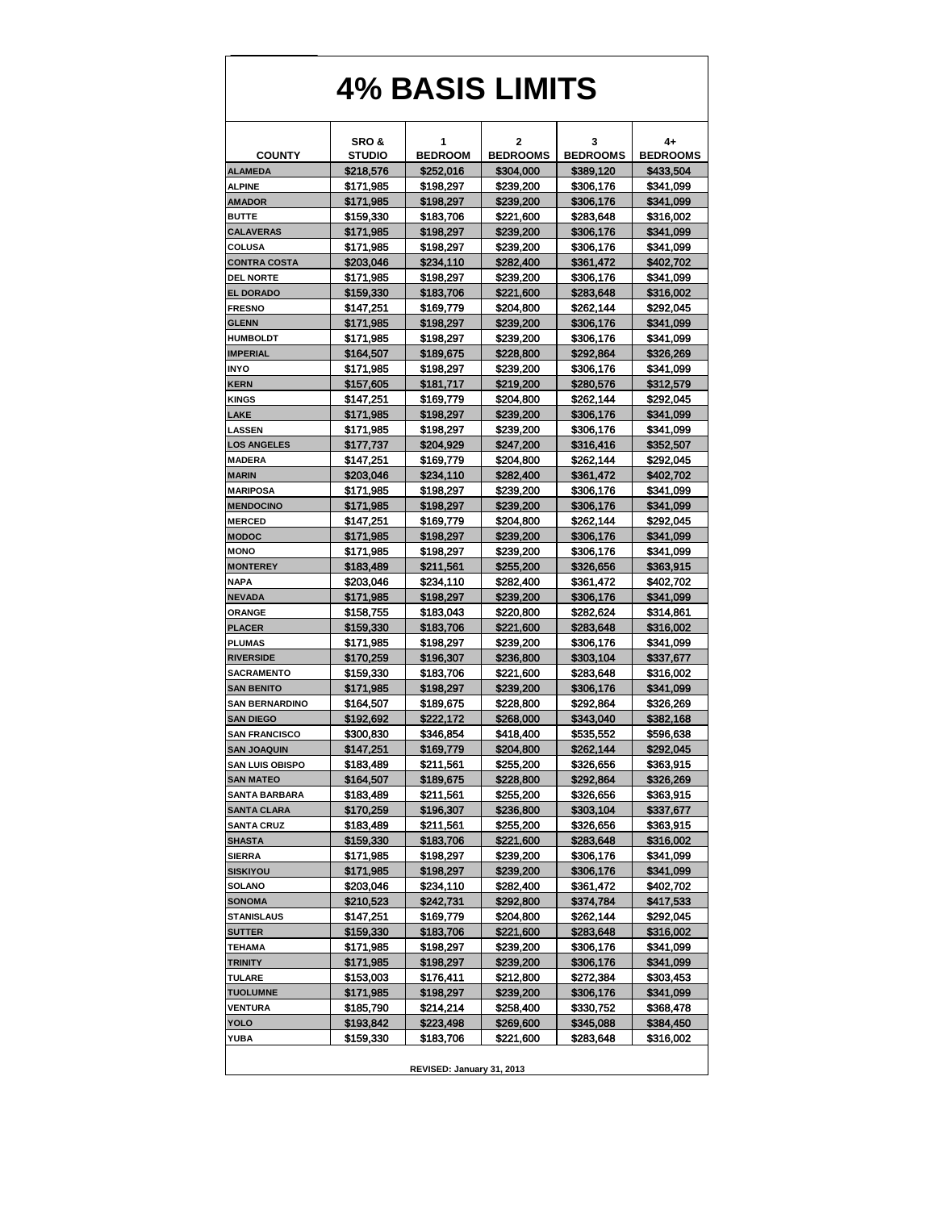# 4% BASIS LIMITS

| COUNTY | SRO & STUDIO | 1 BEDROOM | 2 BEDROOMS | 3 BEDROOMS | 4+ BEDROOMS |
|---|---|---|---|---|---|
| ALAMEDA | $218,576 | $252,016 | $304,000 | $389,120 | $433,504 |
| ALPINE | $171,985 | $198,297 | $239,200 | $306,176 | $341,099 |
| AMADOR | $171,985 | $198,297 | $239,200 | $306,176 | $341,099 |
| BUTTE | $159,330 | $183,706 | $221,600 | $283,648 | $316,002 |
| CALAVERAS | $171,985 | $198,297 | $239,200 | $306,176 | $341,099 |
| COLUSA | $171,985 | $198,297 | $239,200 | $306,176 | $341,099 |
| CONTRA COSTA | $203,046 | $234,110 | $282,400 | $361,472 | $402,702 |
| DEL NORTE | $171,985 | $198,297 | $239,200 | $306,176 | $341,099 |
| EL DORADO | $159,330 | $183,706 | $221,600 | $283,648 | $316,002 |
| FRESNO | $147,251 | $169,779 | $204,800 | $262,144 | $292,045 |
| GLENN | $171,985 | $198,297 | $239,200 | $306,176 | $341,099 |
| HUMBOLDT | $171,985 | $198,297 | $239,200 | $306,176 | $341,099 |
| IMPERIAL | $164,507 | $189,675 | $228,800 | $292,864 | $326,269 |
| INYO | $171,985 | $198,297 | $239,200 | $306,176 | $341,099 |
| KERN | $157,605 | $181,717 | $219,200 | $280,576 | $312,579 |
| KINGS | $147,251 | $169,779 | $204,800 | $262,144 | $292,045 |
| LAKE | $171,985 | $198,297 | $239,200 | $306,176 | $341,099 |
| LASSEN | $171,985 | $198,297 | $239,200 | $306,176 | $341,099 |
| LOS ANGELES | $177,737 | $204,929 | $247,200 | $316,416 | $352,507 |
| MADERA | $147,251 | $169,779 | $204,800 | $262,144 | $292,045 |
| MARIN | $203,046 | $234,110 | $282,400 | $361,472 | $402,702 |
| MARIPOSA | $171,985 | $198,297 | $239,200 | $306,176 | $341,099 |
| MENDOCINO | $171,985 | $198,297 | $239,200 | $306,176 | $341,099 |
| MERCED | $147,251 | $169,779 | $204,800 | $262,144 | $292,045 |
| MODOC | $171,985 | $198,297 | $239,200 | $306,176 | $341,099 |
| MONO | $171,985 | $198,297 | $239,200 | $306,176 | $341,099 |
| MONTEREY | $183,489 | $211,561 | $255,200 | $326,656 | $363,915 |
| NAPA | $203,046 | $234,110 | $282,400 | $361,472 | $402,702 |
| NEVADA | $171,985 | $198,297 | $239,200 | $306,176 | $341,099 |
| ORANGE | $158,755 | $183,043 | $220,800 | $282,624 | $314,861 |
| PLACER | $159,330 | $183,706 | $221,600 | $283,648 | $316,002 |
| PLUMAS | $171,985 | $198,297 | $239,200 | $306,176 | $341,099 |
| RIVERSIDE | $170,259 | $196,307 | $236,800 | $303,104 | $337,677 |
| SACRAMENTO | $159,330 | $183,706 | $221,600 | $283,648 | $316,002 |
| SAN BENITO | $171,985 | $198,297 | $239,200 | $306,176 | $341,099 |
| SAN BERNARDINO | $164,507 | $189,675 | $228,800 | $292,864 | $326,269 |
| SAN DIEGO | $192,692 | $222,172 | $268,000 | $343,040 | $382,168 |
| SAN FRANCISCO | $300,830 | $346,854 | $418,400 | $535,552 | $596,638 |
| SAN JOAQUIN | $147,251 | $169,779 | $204,800 | $262,144 | $292,045 |
| SAN LUIS OBISPO | $183,489 | $211,561 | $255,200 | $326,656 | $363,915 |
| SAN MATEO | $164,507 | $189,675 | $228,800 | $292,864 | $326,269 |
| SANTA BARBARA | $183,489 | $211,561 | $255,200 | $326,656 | $363,915 |
| SANTA CLARA | $170,259 | $196,307 | $236,800 | $303,104 | $337,677 |
| SANTA CRUZ | $183,489 | $211,561 | $255,200 | $326,656 | $363,915 |
| SHASTA | $159,330 | $183,706 | $221,600 | $283,648 | $316,002 |
| SIERRA | $171,985 | $198,297 | $239,200 | $306,176 | $341,099 |
| SISKIYOU | $171,985 | $198,297 | $239,200 | $306,176 | $341,099 |
| SOLANO | $203,046 | $234,110 | $282,400 | $361,472 | $402,702 |
| SONOMA | $210,523 | $242,731 | $292,800 | $374,784 | $417,533 |
| STANISLAUS | $147,251 | $169,779 | $204,800 | $262,144 | $292,045 |
| SUTTER | $159,330 | $183,706 | $221,600 | $283,648 | $316,002 |
| TEHAMA | $171,985 | $198,297 | $239,200 | $306,176 | $341,099 |
| TRINITY | $171,985 | $198,297 | $239,200 | $306,176 | $341,099 |
| TULARE | $153,003 | $176,411 | $212,800 | $272,384 | $303,453 |
| TUOLUMNE | $171,985 | $198,297 | $239,200 | $306,176 | $341,099 |
| VENTURA | $185,790 | $214,214 | $258,400 | $330,752 | $368,478 |
| YOLO | $193,842 | $223,498 | $269,600 | $345,088 | $384,450 |
| YUBA | $159,330 | $183,706 | $221,600 | $283,648 | $316,002 |

REVISED: January 31, 2013